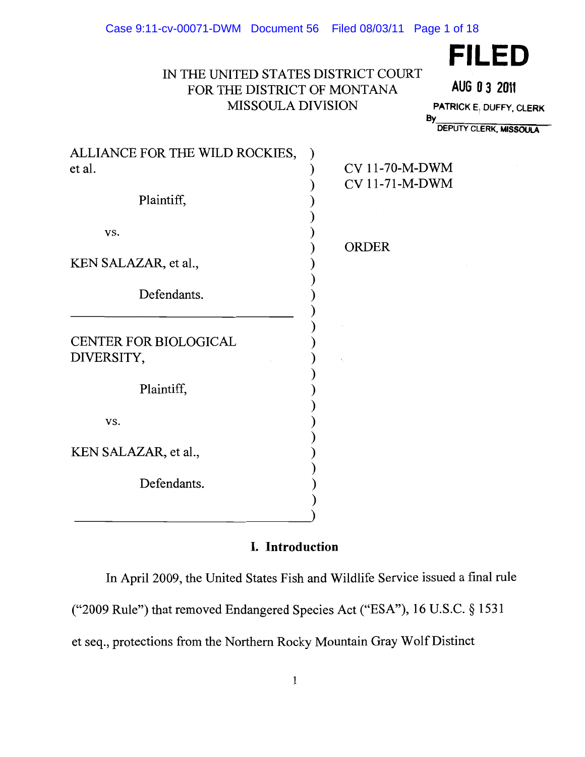IN THE UNITED STATES DISTRICT COURT
FOR THE DISTRICT OF MONTANA
MISSOULA DIVISION

**FILED**

**AUG 03 2011**

PATRICK E. DUFFY, CLERK
By ________________
DEPUTY CLERK, MISSOULA

| | | |
|---|---|---|
| ALLIANCE FOR THE WILD ROCKIES, et al.<br><br>Plaintiff,<br><br>vs.<br><br>KEN SALAZAR, et al.,<br><br>Defendants. | ) | CV 11-70-M-DWM<br>CV 11-71-M-DWM<br><br><br><br>ORDER |
| CENTER FOR BIOLOGICAL DIVERSITY,<br><br>Plaintiff,<br><br>vs.<br><br>KEN SALAZAR, et al.,<br><br>Defendants. | ) | |

## I. Introduction

In April 2009, the United States Fish and Wildlife Service issued a final rule ("2009 Rule") that removed Endangered Species Act ("ESA"), 16 U.S.C. § 1531 et seq., protections from the Northern Rocky Mountain Gray Wolf Distinct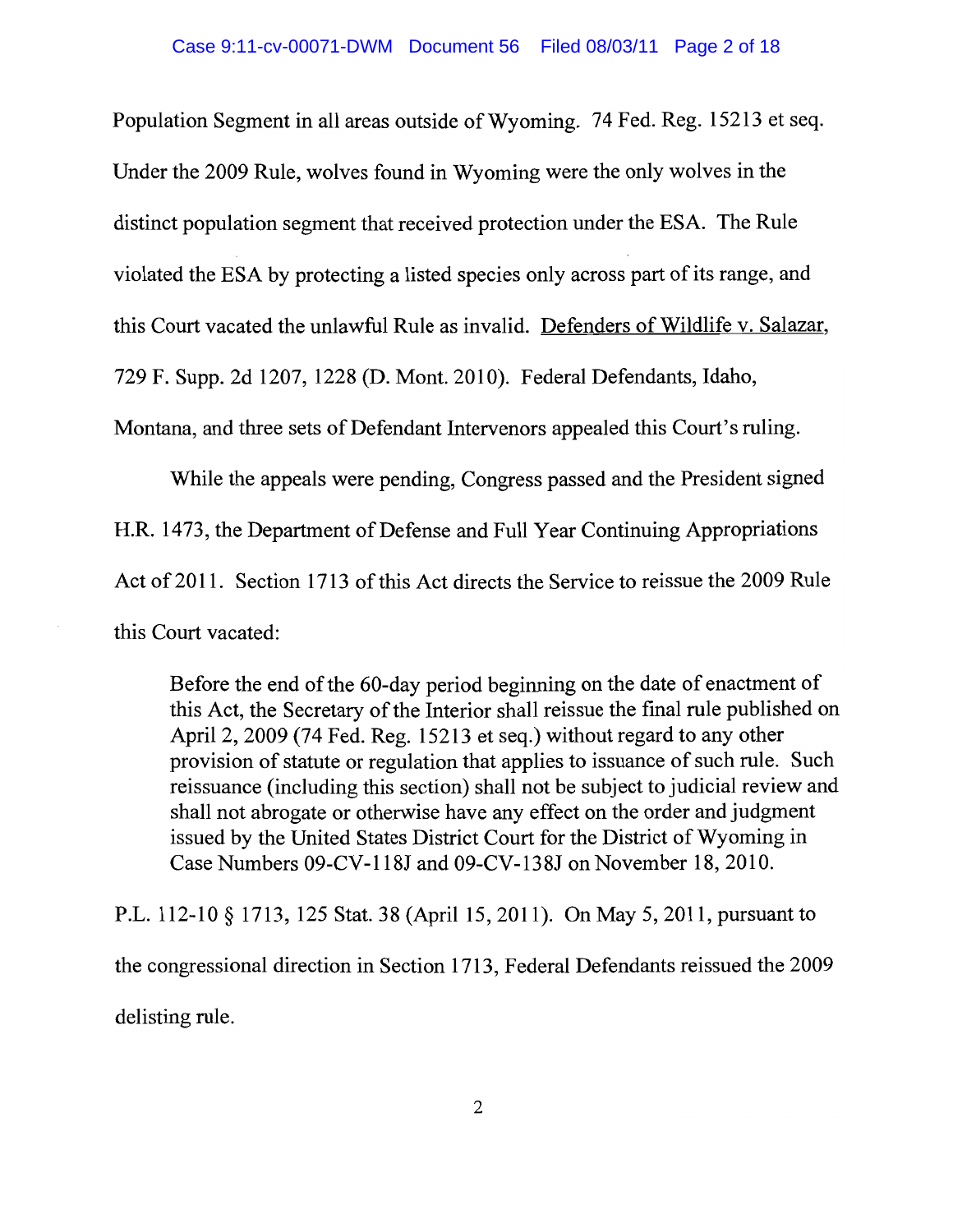Population Segment in all areas outside of Wyoming. 74 Fed. Reg. 15213 et seq. Under the 2009 Rule, wolves found in Wyoming were the only wolves in the distinct population segment that received protection under the ESA. The Rule violated the ESA by protecting a listed species only across part of its range, and this Court vacated the unlawful Rule as invalid. Defenders of Wildlife v. Salazar, 729 F. Supp. 2d 1207, 1228 (D. Mont. 2010). Federal Defendants, Idaho, Montana, and three sets of Defendant Intervenors appealed this Court's ruling.

While the appeals were pending, Congress passed and the President signed H.R. 1473, the Department of Defense and Full Year Continuing Appropriations Act of 2011. Section 1713 of this Act directs the Service to reissue the 2009 Rule this Court vacated:

> Before the end of the 60-day period beginning on the date of enactment of this Act, the Secretary of the Interior shall reissue the final rule published on April 2, 2009 (74 Fed. Reg. 15213 et seq.) without regard to any other provision of statute or regulation that applies to issuance of such rule. Such reissuance (including this section) shall not be subject to judicial review and shall not abrogate or otherwise have any effect on the order and judgment issued by the United States District Court for the District of Wyoming in Case Numbers 09-CV-118J and 09-CV-138J on November 18, 2010.

P.L. 112-10 § 1713, 125 Stat. 38 (April 15, 2011). On May 5, 2011, pursuant to the congressional direction in Section 1713, Federal Defendants reissued the 2009 delisting rule.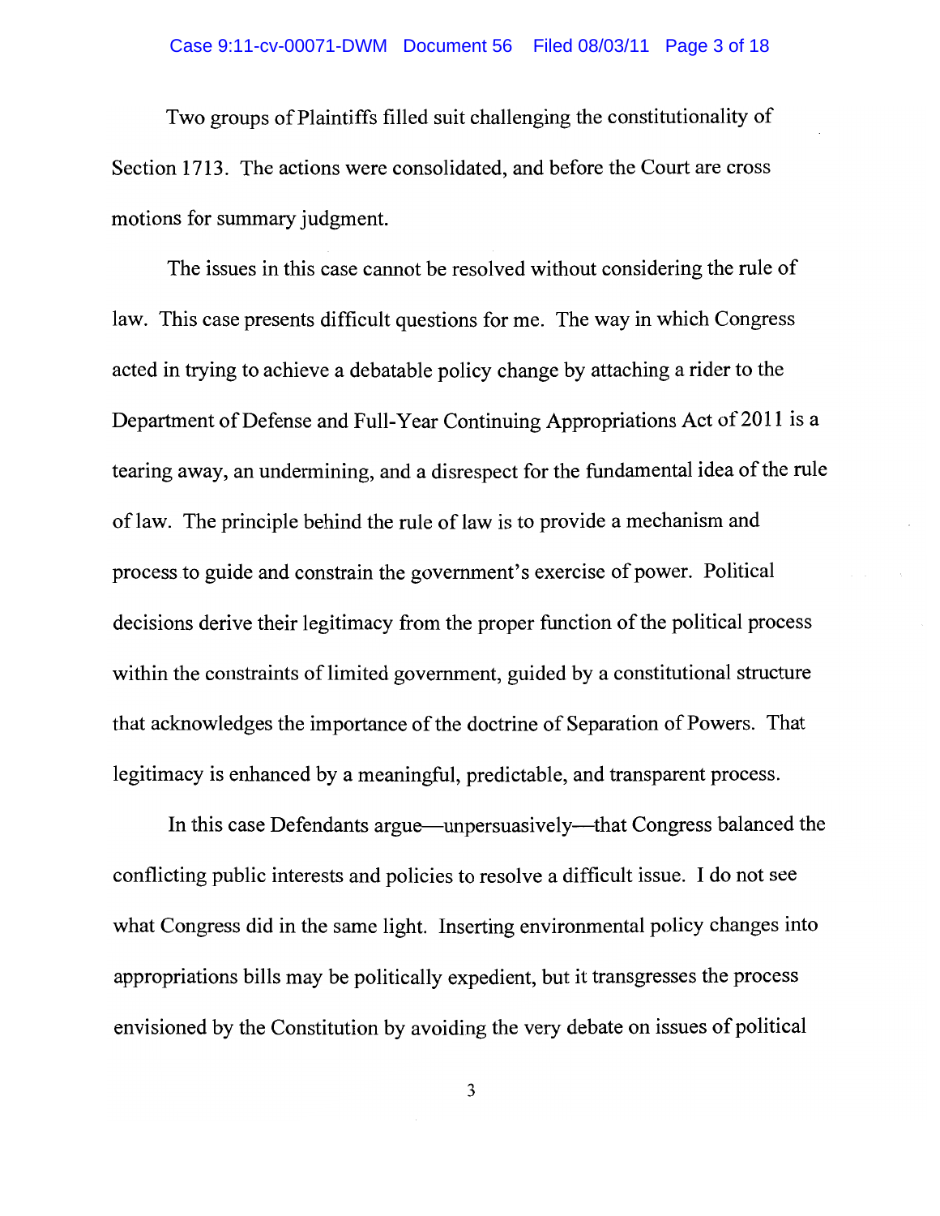Two groups of Plaintiffs filled suit challenging the constitutionality of Section 1713. The actions were consolidated, and before the Court are cross motions for summary judgment.

The issues in this case cannot be resolved without considering the rule of law. This case presents difficult questions for me. The way in which Congress acted in trying to achieve a debatable policy change by attaching a rider to the Department of Defense and Full-Year Continuing Appropriations Act of 2011 is a tearing away, an undermining, and a disrespect for the fundamental idea of the rule of law. The principle behind the rule of law is to provide a mechanism and process to guide and constrain the government's exercise of power. Political decisions derive their legitimacy from the proper function of the political process within the constraints of limited government, guided by a constitutional structure that acknowledges the importance of the doctrine of Separation of Powers. That legitimacy is enhanced by a meaningful, predictable, and transparent process.

In this case Defendants argue—unpersuasively—that Congress balanced the conflicting public interests and policies to resolve a difficult issue. I do not see what Congress did in the same light. Inserting environmental policy changes into appropriations bills may be politically expedient, but it transgresses the process envisioned by the Constitution by avoiding the very debate on issues of political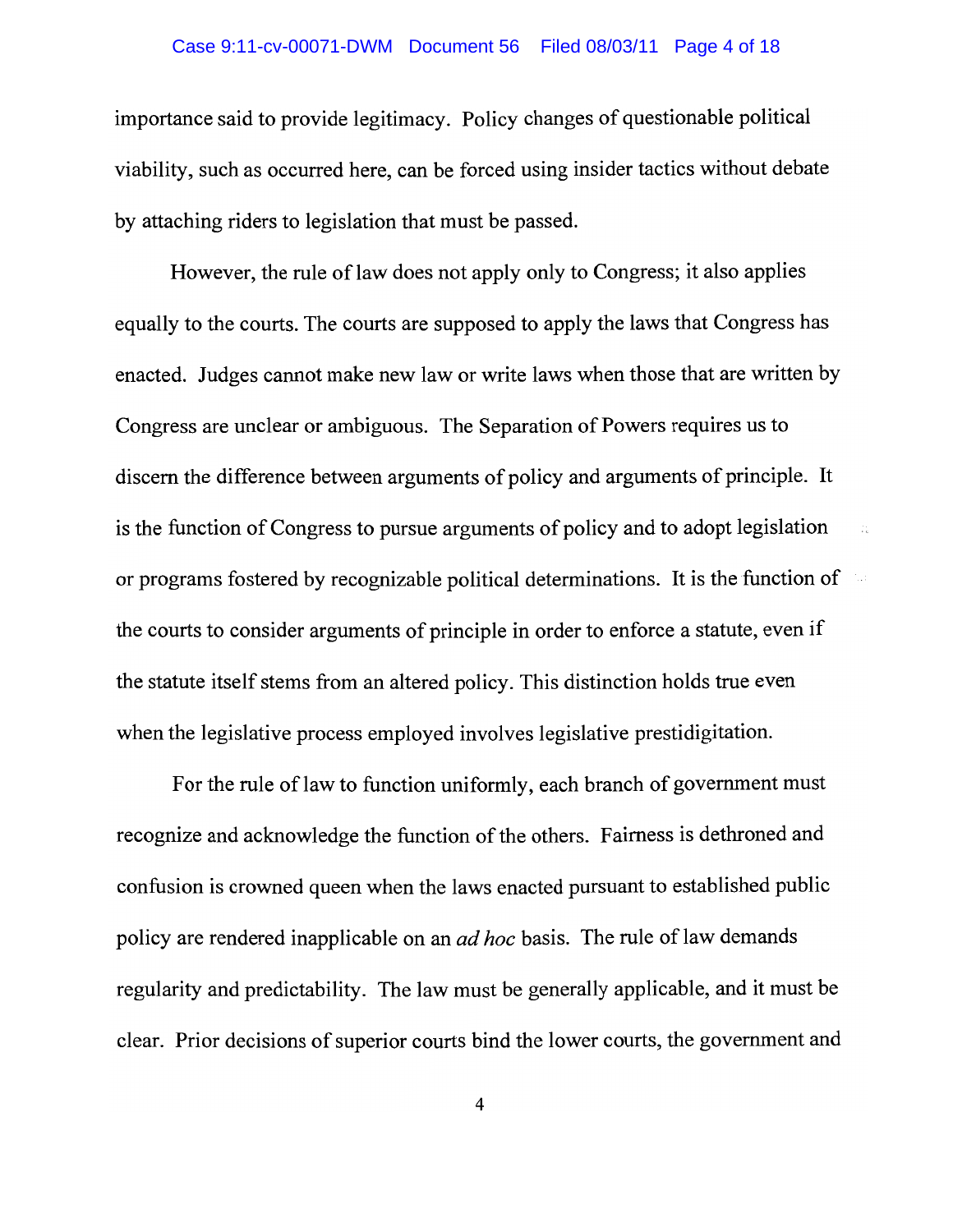importance said to provide legitimacy. Policy changes of questionable political viability, such as occurred here, can be forced using insider tactics without debate by attaching riders to legislation that must be passed.

However, the rule of law does not apply only to Congress; it also applies equally to the courts. The courts are supposed to apply the laws that Congress has enacted. Judges cannot make new law or write laws when those that are written by Congress are unclear or ambiguous. The Separation of Powers requires us to discern the difference between arguments of policy and arguments of principle. It is the function of Congress to pursue arguments of policy and to adopt legislation or programs fostered by recognizable political determinations. It is the function of the courts to consider arguments of principle in order to enforce a statute, even if the statute itself stems from an altered policy. This distinction holds true even when the legislative process employed involves legislative prestidigitation.

For the rule of law to function uniformly, each branch of government must recognize and acknowledge the function of the others. Fairness is dethroned and confusion is crowned queen when the laws enacted pursuant to established public policy are rendered inapplicable on an *ad hoc* basis. The rule of law demands regularity and predictability. The law must be generally applicable, and it must be clear. Prior decisions of superior courts bind the lower courts, the government and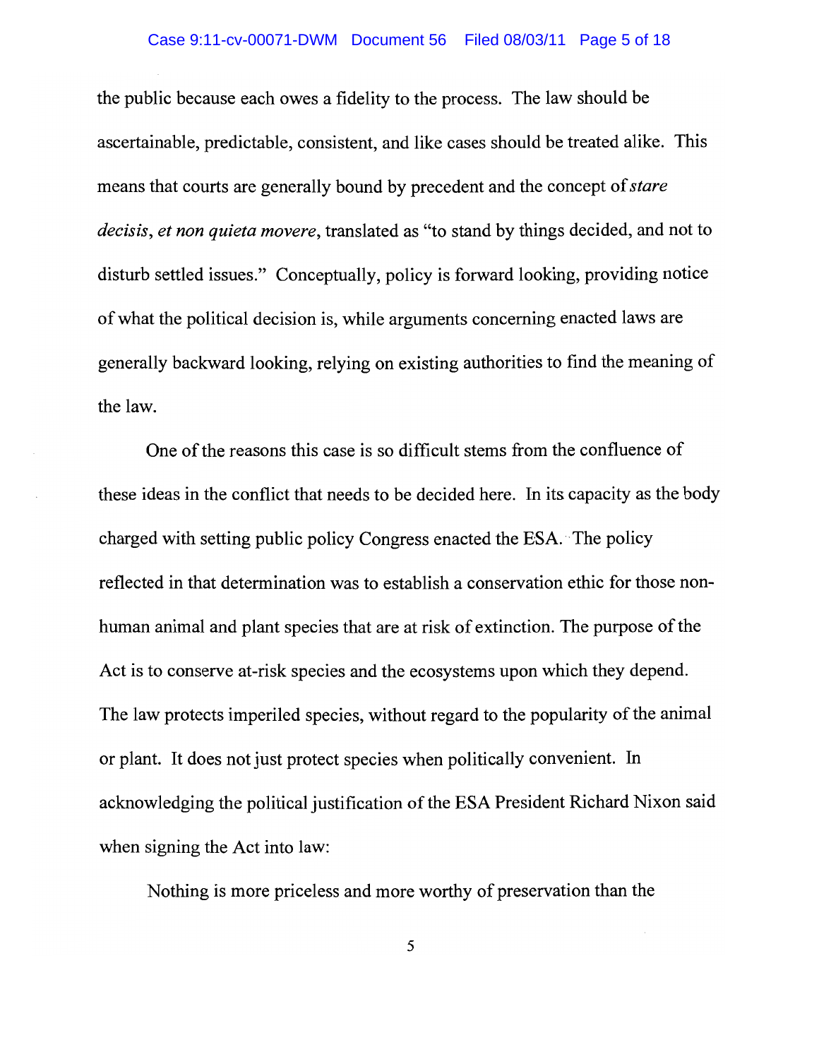the public because each owes a fidelity to the process. The law should be ascertainable, predictable, consistent, and like cases should be treated alike. This means that courts are generally bound by precedent and the concept of *stare decisis*, *et non quieta movere*, translated as "to stand by things decided, and not to disturb settled issues." Conceptually, policy is forward looking, providing notice of what the political decision is, while arguments concerning enacted laws are generally backward looking, relying on existing authorities to find the meaning of the law.

One of the reasons this case is so difficult stems from the confluence of these ideas in the conflict that needs to be decided here. In its capacity as the body charged with setting public policy Congress enacted the ESA. The policy reflected in that determination was to establish a conservation ethic for those non-human animal and plant species that are at risk of extinction. The purpose of the Act is to conserve at-risk species and the ecosystems upon which they depend. The law protects imperiled species, without regard to the popularity of the animal or plant. It does not just protect species when politically convenient. In acknowledging the political justification of the ESA President Richard Nixon said when signing the Act into law:

Nothing is more priceless and more worthy of preservation than the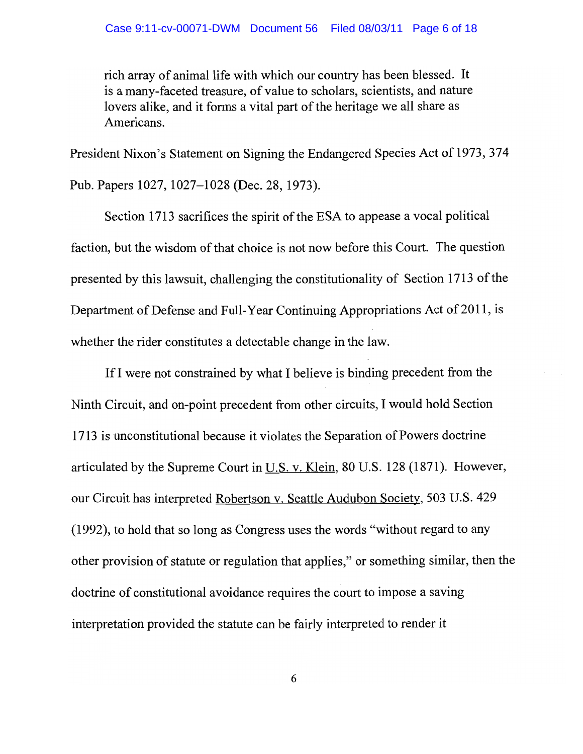> rich array of animal life with which our country has been blessed. It is a many-faceted treasure, of value to scholars, scientists, and nature lovers alike, and it forms a vital part of the heritage we all share as Americans.

President Nixon's Statement on Signing the Endangered Species Act of 1973, 374 Pub. Papers 1027, 1027–1028 (Dec. 28, 1973).

Section 1713 sacrifices the spirit of the ESA to appease a vocal political faction, but the wisdom of that choice is not now before this Court. The question presented by this lawsuit, challenging the constitutionality of Section 1713 of the Department of Defense and Full-Year Continuing Appropriations Act of 2011, is whether the rider constitutes a detectable change in the law.

If I were not constrained by what I believe is binding precedent from the Ninth Circuit, and on-point precedent from other circuits, I would hold Section 1713 is unconstitutional because it violates the Separation of Powers doctrine articulated by the Supreme Court in U.S. v. Klein, 80 U.S. 128 (1871). However, our Circuit has interpreted Robertson v. Seattle Audubon Society, 503 U.S. 429 (1992), to hold that so long as Congress uses the words "without regard to any other provision of statute or regulation that applies," or something similar, then the doctrine of constitutional avoidance requires the court to impose a saving interpretation provided the statute can be fairly interpreted to render it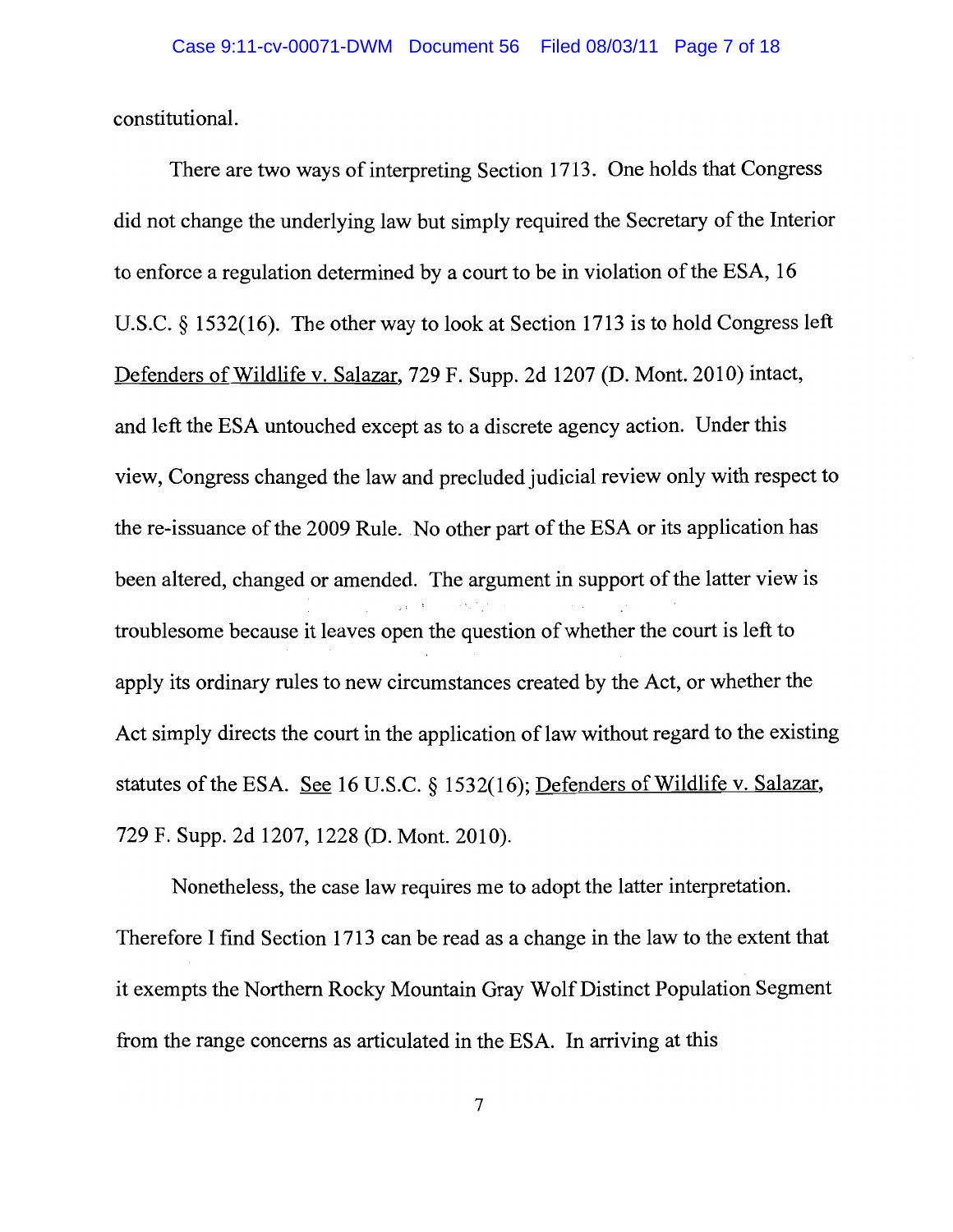constitutional.

There are two ways of interpreting Section 1713. One holds that Congress did not change the underlying law but simply required the Secretary of the Interior to enforce a regulation determined by a court to be in violation of the ESA, 16 U.S.C. § 1532(16). The other way to look at Section 1713 is to hold Congress left Defenders of Wildlife v. Salazar, 729 F. Supp. 2d 1207 (D. Mont. 2010) intact, and left the ESA untouched except as to a discrete agency action. Under this view, Congress changed the law and precluded judicial review only with respect to the re-issuance of the 2009 Rule. No other part of the ESA or its application has been altered, changed or amended. The argument in support of the latter view is troublesome because it leaves open the question of whether the court is left to apply its ordinary rules to new circumstances created by the Act, or whether the Act simply directs the court in the application of law without regard to the existing statutes of the ESA. See 16 U.S.C. § 1532(16); Defenders of Wildlife v. Salazar, 729 F. Supp. 2d 1207, 1228 (D. Mont. 2010).

Nonetheless, the case law requires me to adopt the latter interpretation. Therefore I find Section 1713 can be read as a change in the law to the extent that it exempts the Northern Rocky Mountain Gray Wolf Distinct Population Segment from the range concerns as articulated in the ESA. In arriving at this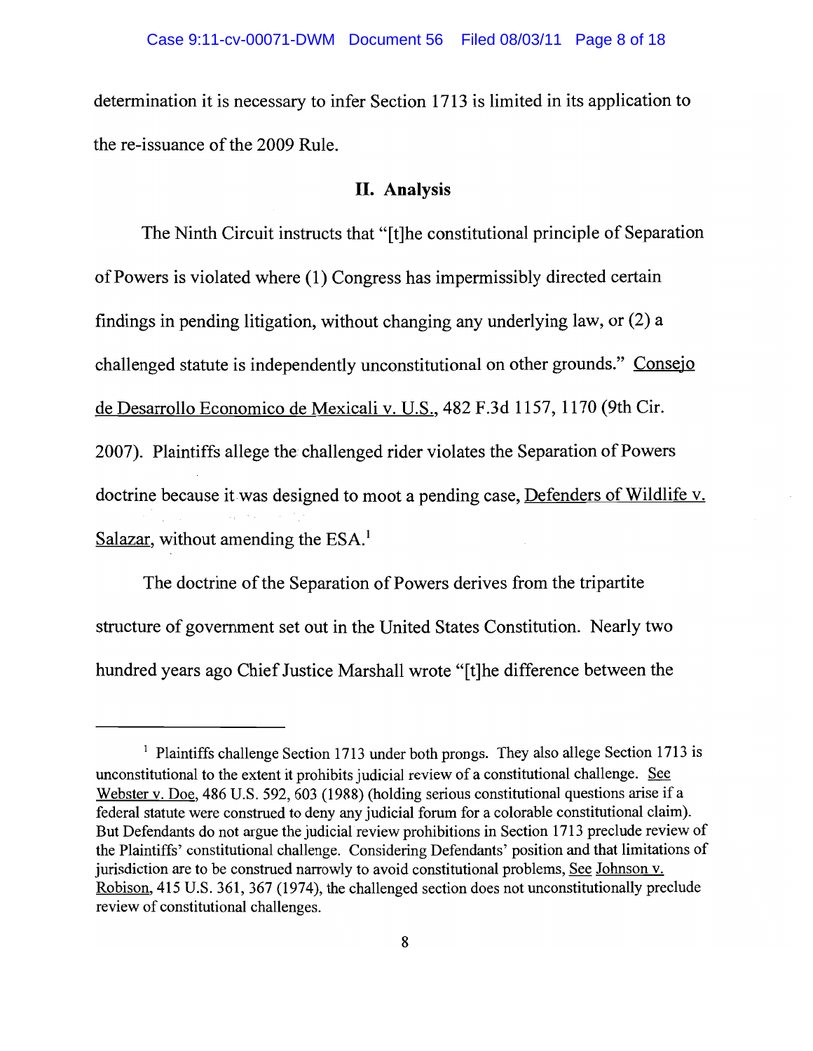determination it is necessary to infer Section 1713 is limited in its application to the re-issuance of the 2009 Rule.

## II. Analysis

The Ninth Circuit instructs that "[t]he constitutional principle of Separation of Powers is violated where (1) Congress has impermissibly directed certain findings in pending litigation, without changing any underlying law, or (2) a challenged statute is independently unconstitutional on other grounds." Consejo de Desarrollo Economico de Mexicali v. U.S., 482 F.3d 1157, 1170 (9th Cir. 2007). Plaintiffs allege the challenged rider violates the Separation of Powers doctrine because it was designed to moot a pending case, Defenders of Wildlife v. Salazar, without amending the ESA.[1]

The doctrine of the Separation of Powers derives from the tripartite structure of government set out in the United States Constitution. Nearly two hundred years ago Chief Justice Marshall wrote "[t]he difference between the

---

[1] Plaintiffs challenge Section 1713 under both prongs. They also allege Section 1713 is unconstitutional to the extent it prohibits judicial review of a constitutional challenge. See Webster v. Doe, 486 U.S. 592, 603 (1988) (holding serious constitutional questions arise if a federal statute were construed to deny any judicial forum for a colorable constitutional claim). But Defendants do not argue the judicial review prohibitions in Section 1713 preclude review of the Plaintiffs' constitutional challenge. Considering Defendants' position and that limitations of jurisdiction are to be construed narrowly to avoid constitutional problems, See Johnson v. Robison, 415 U.S. 361, 367 (1974), the challenged section does not unconstitutionally preclude review of constitutional challenges.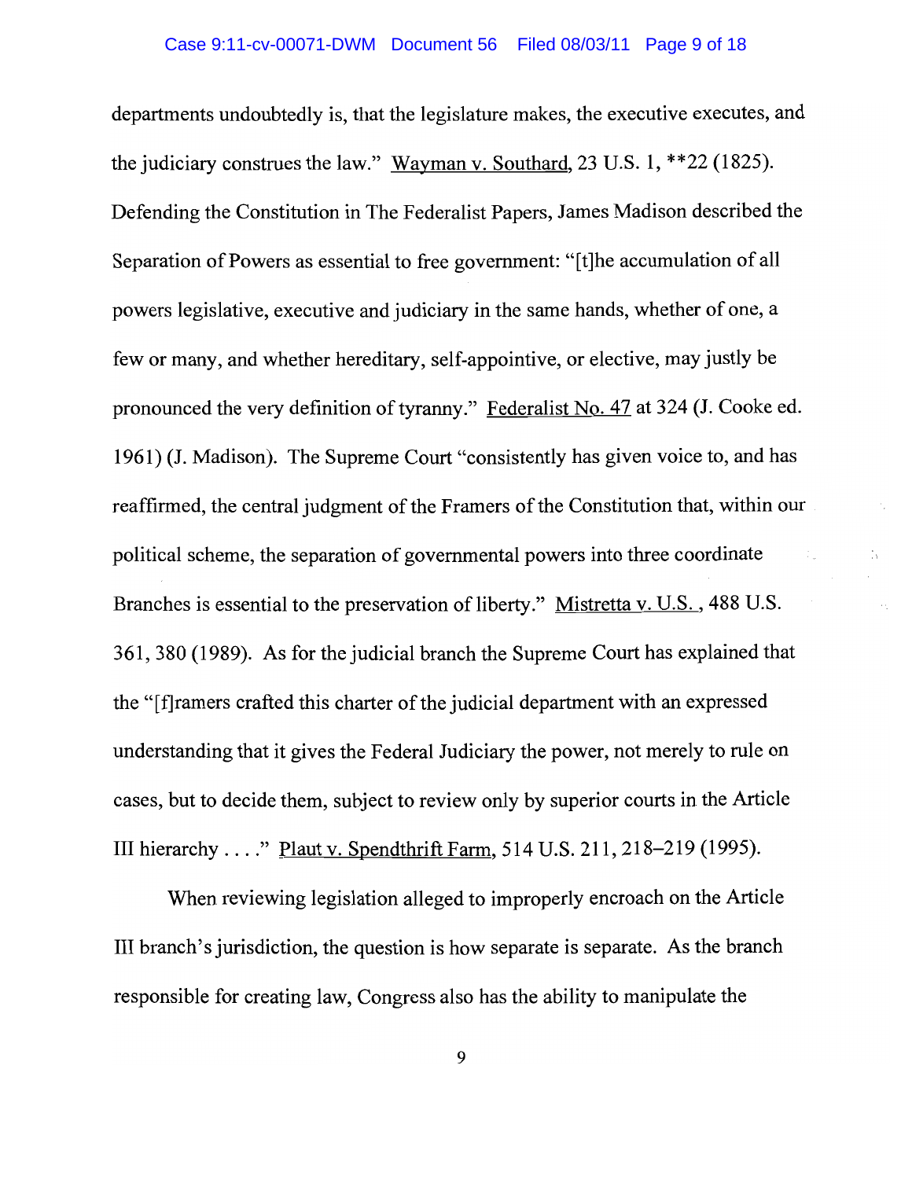departments undoubtedly is, that the legislature makes, the executive executes, and the judiciary construes the law." Wayman v. Southard, 23 U.S. 1, **22 (1825). Defending the Constitution in The Federalist Papers, James Madison described the Separation of Powers as essential to free government: "[t]he accumulation of all powers legislative, executive and judiciary in the same hands, whether of one, a few or many, and whether hereditary, self-appointive, or elective, may justly be pronounced the very definition of tyranny." Federalist No. 47 at 324 (J. Cooke ed. 1961) (J. Madison). The Supreme Court "consistently has given voice to, and has reaffirmed, the central judgment of the Framers of the Constitution that, within our political scheme, the separation of governmental powers into three coordinate Branches is essential to the preservation of liberty." Mistretta v. U.S. , 488 U.S. 361, 380 (1989). As for the judicial branch the Supreme Court has explained that the "[f]ramers crafted this charter of the judicial department with an expressed understanding that it gives the Federal Judiciary the power, not merely to rule on cases, but to decide them, subject to review only by superior courts in the Article III hierarchy . . . ." Plaut v. Spendthrift Farm, 514 U.S. 211, 218–219 (1995).

When reviewing legislation alleged to improperly encroach on the Article III branch's jurisdiction, the question is how separate is separate. As the branch responsible for creating law, Congress also has the ability to manipulate the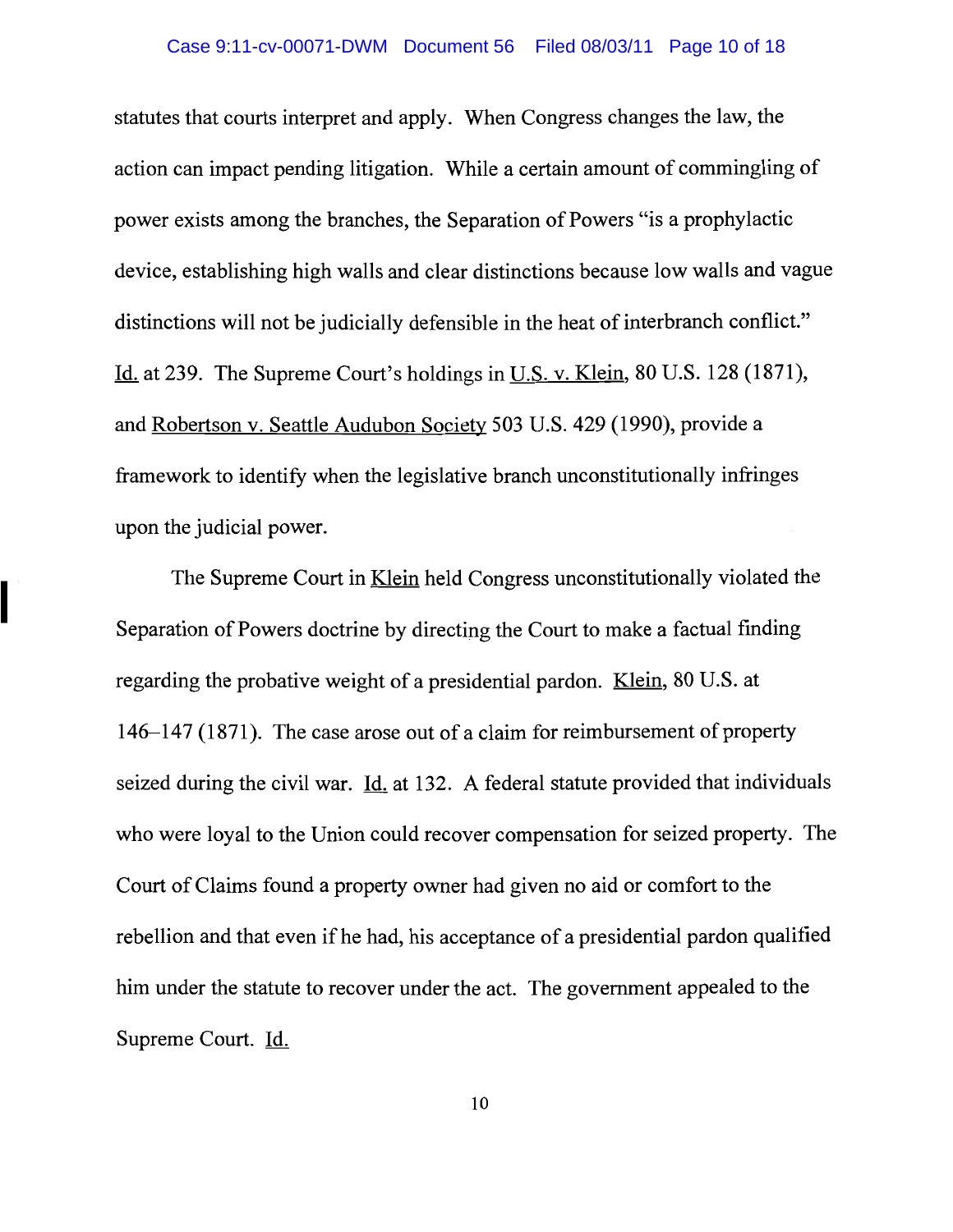statutes that courts interpret and apply. When Congress changes the law, the action can impact pending litigation. While a certain amount of commingling of power exists among the branches, the Separation of Powers "is a prophylactic device, establishing high walls and clear distinctions because low walls and vague distinctions will not be judicially defensible in the heat of interbranch conflict." Id. at 239. The Supreme Court's holdings in U.S. v. Klein, 80 U.S. 128 (1871), and Robertson v. Seattle Audubon Society 503 U.S. 429 (1990), provide a framework to identify when the legislative branch unconstitutionally infringes upon the judicial power.

The Supreme Court in Klein held Congress unconstitutionally violated the Separation of Powers doctrine by directing the Court to make a factual finding regarding the probative weight of a presidential pardon. Klein, 80 U.S. at 146–147 (1871). The case arose out of a claim for reimbursement of property seized during the civil war. Id. at 132. A federal statute provided that individuals who were loyal to the Union could recover compensation for seized property. The Court of Claims found a property owner had given no aid or comfort to the rebellion and that even if he had, his acceptance of a presidential pardon qualified him under the statute to recover under the act. The government appealed to the Supreme Court. Id.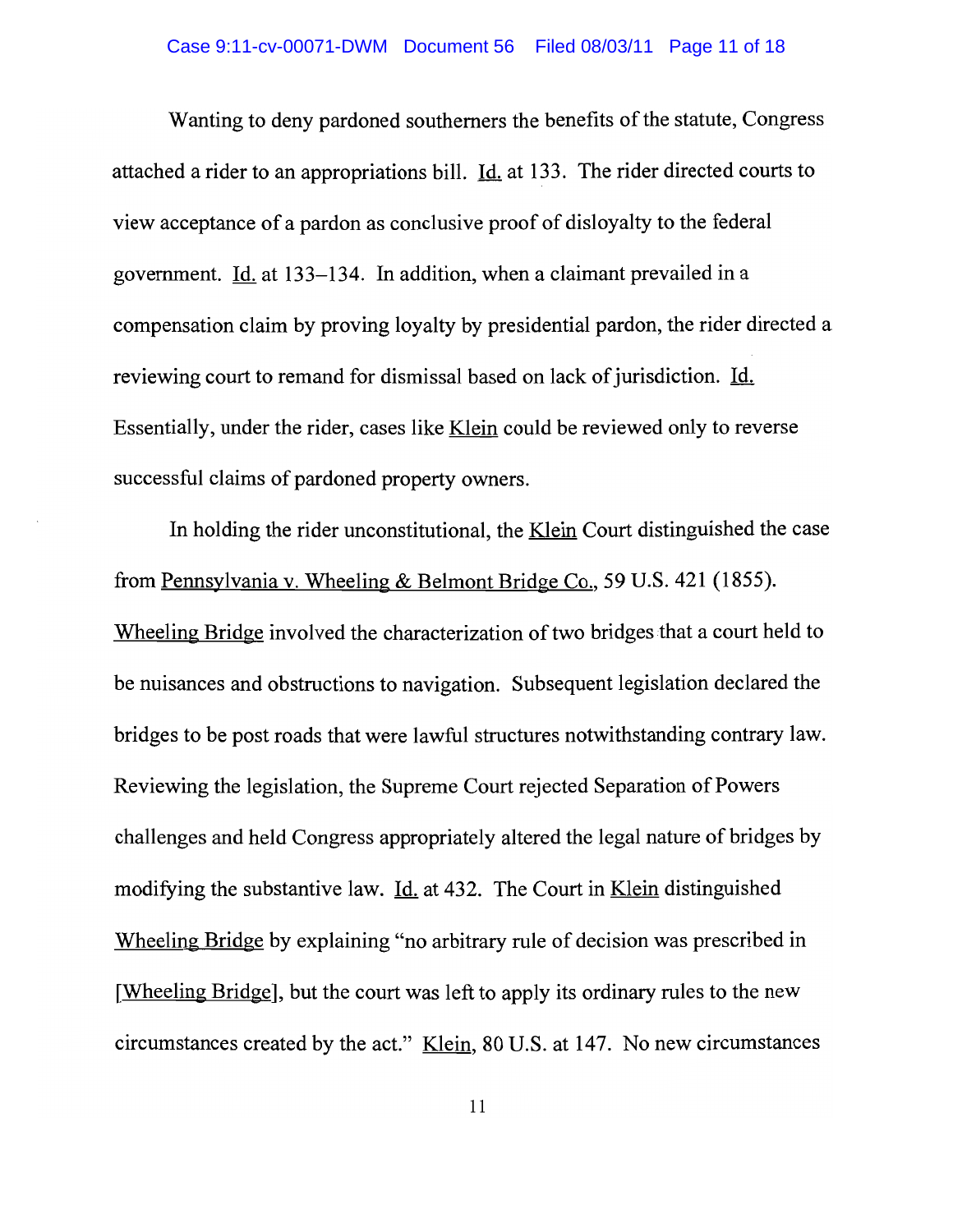Wanting to deny pardoned southerners the benefits of the statute, Congress attached a rider to an appropriations bill. Id. at 133. The rider directed courts to view acceptance of a pardon as conclusive proof of disloyalty to the federal government. Id. at 133–134. In addition, when a claimant prevailed in a compensation claim by proving loyalty by presidential pardon, the rider directed a reviewing court to remand for dismissal based on lack of jurisdiction. Id. Essentially, under the rider, cases like Klein could be reviewed only to reverse successful claims of pardoned property owners.

In holding the rider unconstitutional, the Klein Court distinguished the case from Pennsylvania v. Wheeling & Belmont Bridge Co., 59 U.S. 421 (1855). Wheeling Bridge involved the characterization of two bridges that a court held to be nuisances and obstructions to navigation. Subsequent legislation declared the bridges to be post roads that were lawful structures notwithstanding contrary law. Reviewing the legislation, the Supreme Court rejected Separation of Powers challenges and held Congress appropriately altered the legal nature of bridges by modifying the substantive law. Id. at 432. The Court in Klein distinguished Wheeling Bridge by explaining "no arbitrary rule of decision was prescribed in [Wheeling Bridge], but the court was left to apply its ordinary rules to the new circumstances created by the act." Klein, 80 U.S. at 147. No new circumstances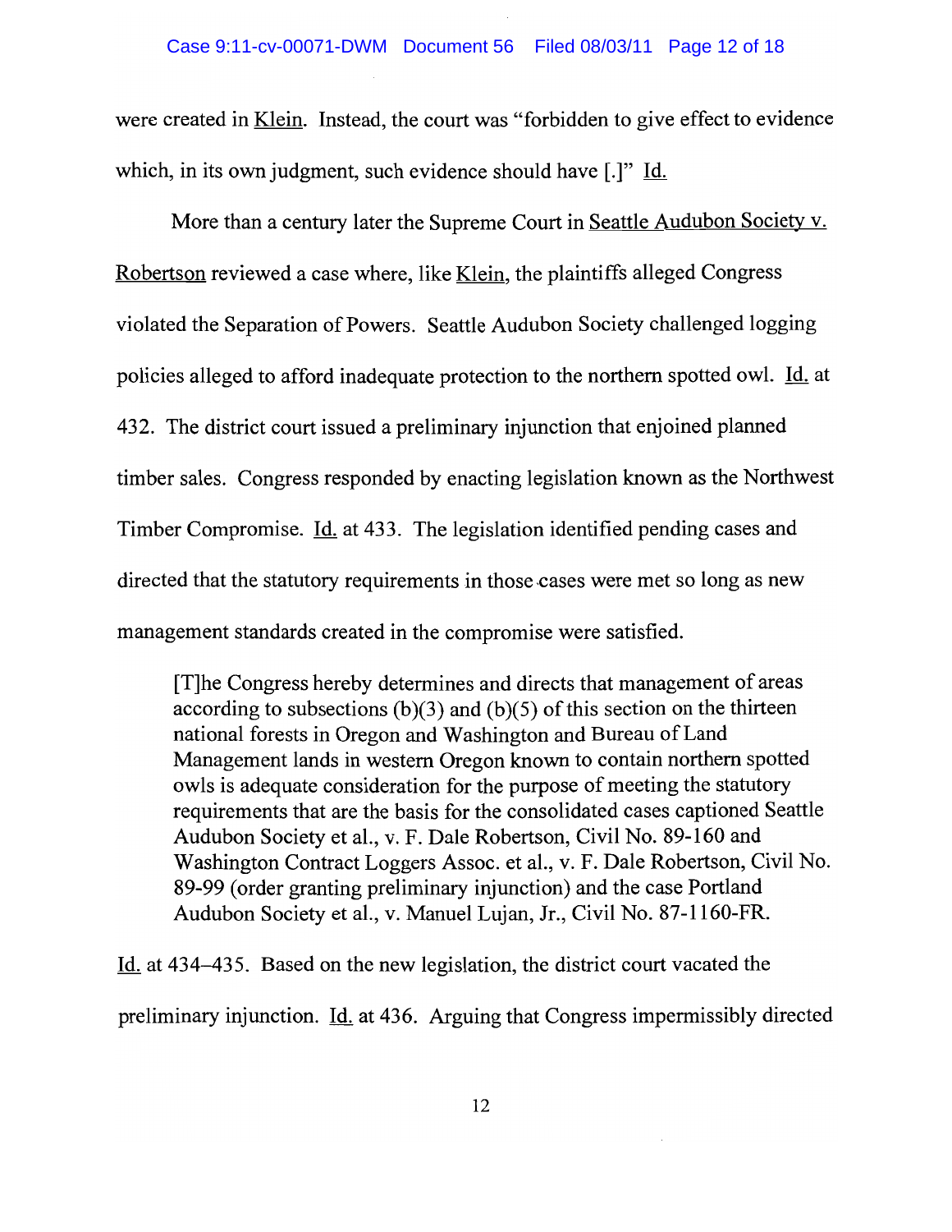were created in Klein. Instead, the court was "forbidden to give effect to evidence which, in its own judgment, such evidence should have [.]" Id.

More than a century later the Supreme Court in Seattle Audubon Society v. Robertson reviewed a case where, like Klein, the plaintiffs alleged Congress violated the Separation of Powers. Seattle Audubon Society challenged logging policies alleged to afford inadequate protection to the northern spotted owl. Id. at 432. The district court issued a preliminary injunction that enjoined planned timber sales. Congress responded by enacting legislation known as the Northwest Timber Compromise. Id. at 433. The legislation identified pending cases and directed that the statutory requirements in those cases were met so long as new management standards created in the compromise were satisfied.

> [T]he Congress hereby determines and directs that management of areas according to subsections (b)(3) and (b)(5) of this section on the thirteen national forests in Oregon and Washington and Bureau of Land Management lands in western Oregon known to contain northern spotted owls is adequate consideration for the purpose of meeting the statutory requirements that are the basis for the consolidated cases captioned Seattle Audubon Society et al., v. F. Dale Robertson, Civil No. 89-160 and Washington Contract Loggers Assoc. et al., v. F. Dale Robertson, Civil No. 89-99 (order granting preliminary injunction) and the case Portland Audubon Society et al., v. Manuel Lujan, Jr., Civil No. 87-1160-FR.

Id. at 434–435. Based on the new legislation, the district court vacated the preliminary injunction. Id. at 436. Arguing that Congress impermissibly directed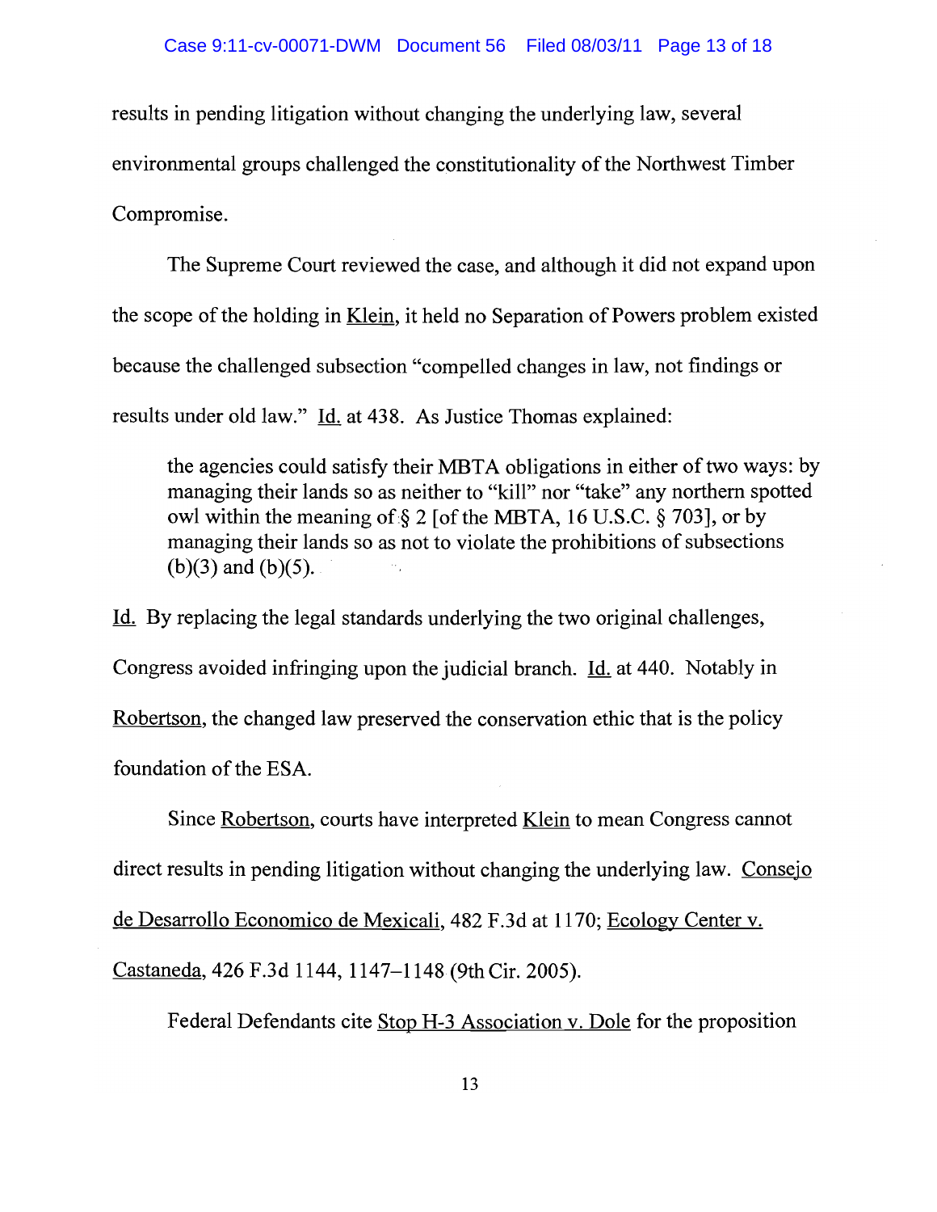results in pending litigation without changing the underlying law, several environmental groups challenged the constitutionality of the Northwest Timber Compromise.

The Supreme Court reviewed the case, and although it did not expand upon the scope of the holding in Klein, it held no Separation of Powers problem existed because the challenged subsection "compelled changes in law, not findings or results under old law." Id. at 438. As Justice Thomas explained:

> the agencies could satisfy their MBTA obligations in either of two ways: by managing their lands so as neither to "kill" nor "take" any northern spotted owl within the meaning of § 2 [of the MBTA, 16 U.S.C. § 703], or by managing their lands so as not to violate the prohibitions of subsections (b)(3) and (b)(5).

Id. By replacing the legal standards underlying the two original challenges, Congress avoided infringing upon the judicial branch. Id. at 440. Notably in Robertson, the changed law preserved the conservation ethic that is the policy foundation of the ESA.

Since Robertson, courts have interpreted Klein to mean Congress cannot direct results in pending litigation without changing the underlying law. Consejo de Desarrollo Economico de Mexicali, 482 F.3d at 1170; Ecology Center v. Castaneda, 426 F.3d 1144, 1147–1148 (9th Cir. 2005).

Federal Defendants cite Stop H-3 Association v. Dole for the proposition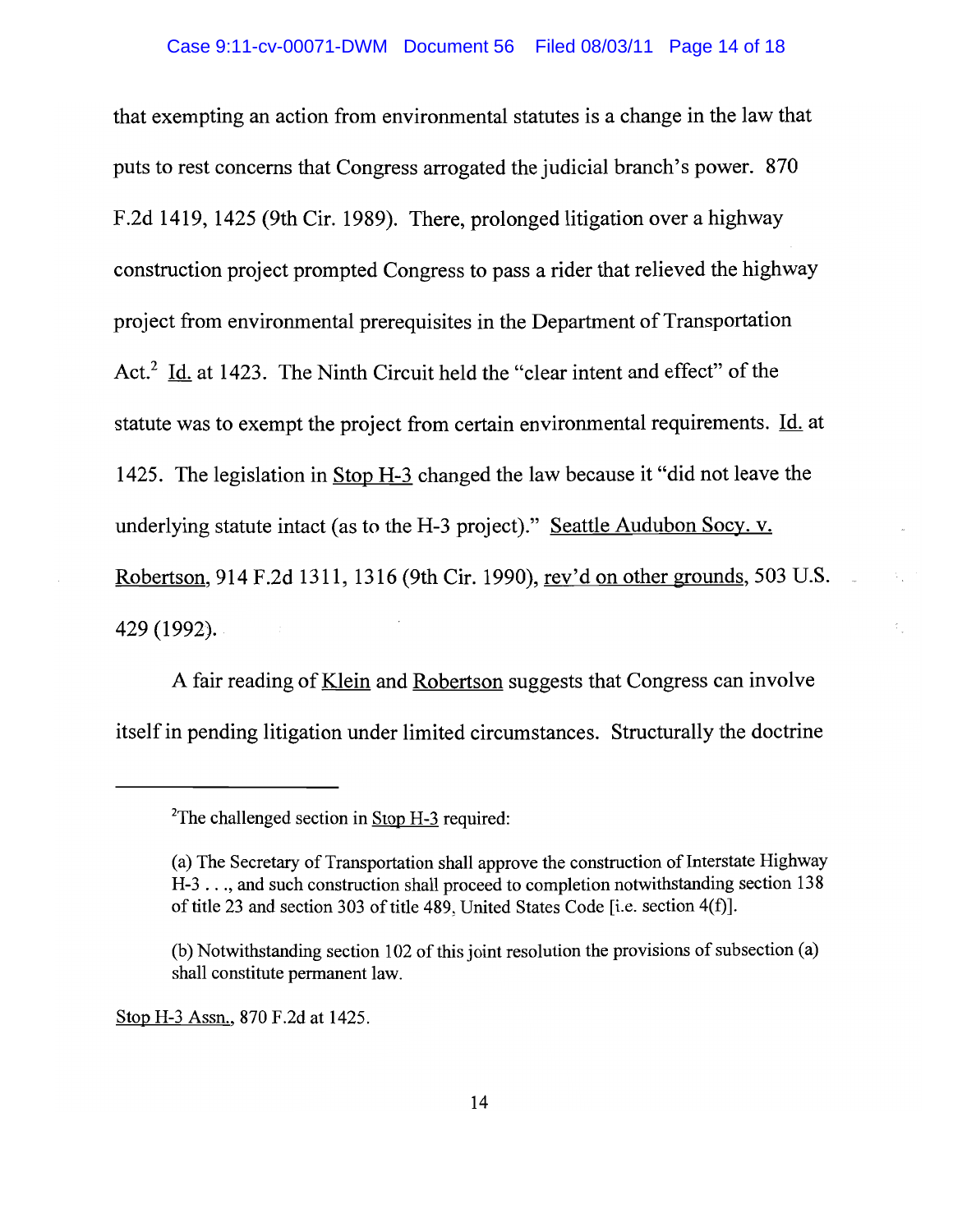that exempting an action from environmental statutes is a change in the law that puts to rest concerns that Congress arrogated the judicial branch's power. 870 F.2d 1419, 1425 (9th Cir. 1989). There, prolonged litigation over a highway construction project prompted Congress to pass a rider that relieved the highway project from environmental prerequisites in the Department of Transportation Act.[2] Id. at 1423. The Ninth Circuit held the "clear intent and effect" of the statute was to exempt the project from certain environmental requirements. Id. at 1425. The legislation in Stop H-3 changed the law because it "did not leave the underlying statute intact (as to the H-3 project)." Seattle Audubon Socy. v. Robertson, 914 F.2d 1311, 1316 (9th Cir. 1990), rev'd on other grounds, 503 U.S. 429 (1992).

A fair reading of Klein and Robertson suggests that Congress can involve itself in pending litigation under limited circumstances. Structurally the doctrine

---

[2]The challenged section in Stop H-3 required:

> (a) The Secretary of Transportation shall approve the construction of Interstate Highway H-3 . . ., and such construction shall proceed to completion notwithstanding section 138 of title 23 and section 303 of title 489, United States Code [i.e. section 4(f)].
>
> (b) Notwithstanding section 102 of this joint resolution the provisions of subsection (a) shall constitute permanent law.

Stop H-3 Assn., 870 F.2d at 1425.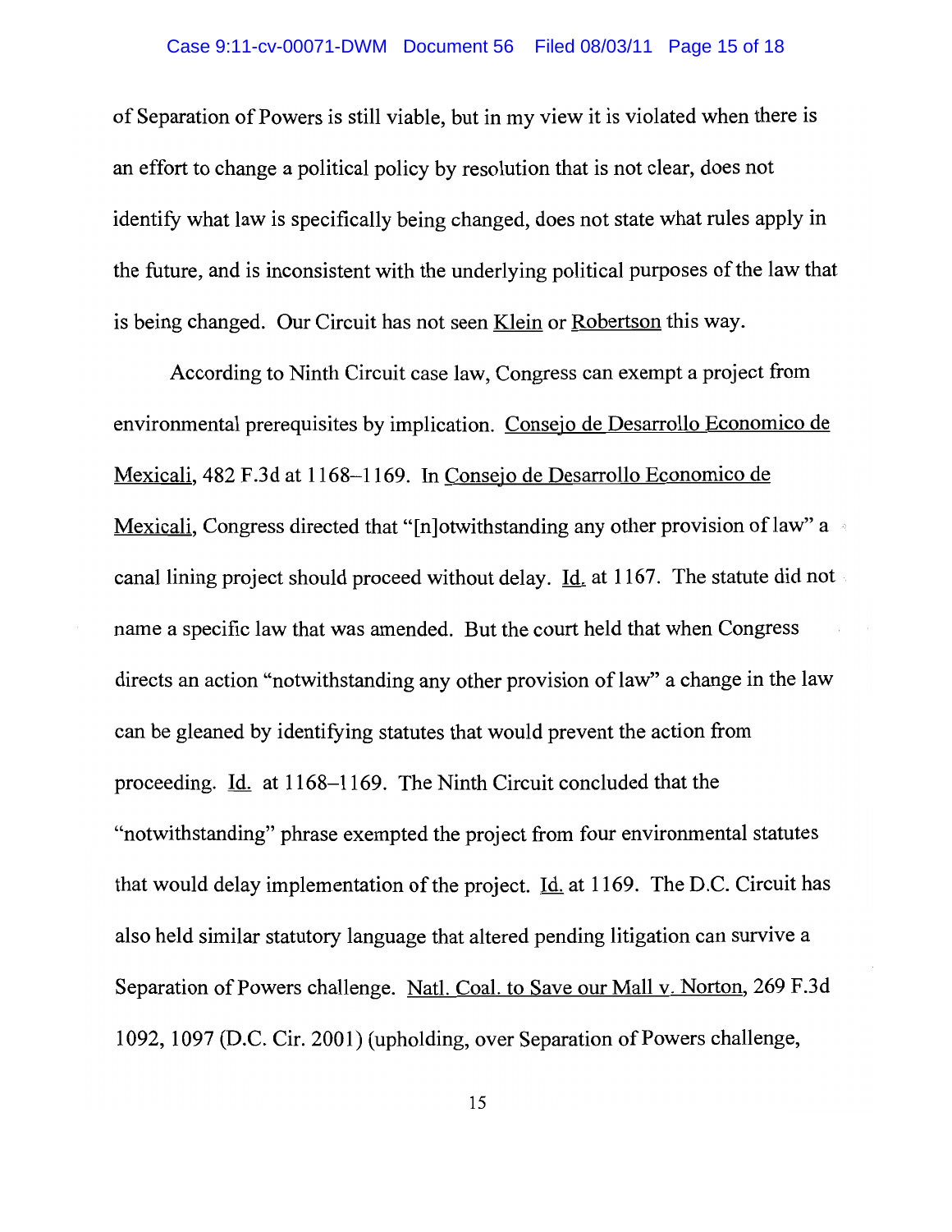of Separation of Powers is still viable, but in my view it is violated when there is an effort to change a political policy by resolution that is not clear, does not identify what law is specifically being changed, does not state what rules apply in the future, and is inconsistent with the underlying political purposes of the law that is being changed. Our Circuit has not seen Klein or Robertson this way.

According to Ninth Circuit case law, Congress can exempt a project from environmental prerequisites by implication. Consejo de Desarrollo Economico de Mexicali, 482 F.3d at 1168–1169. In Consejo de Desarrollo Economico de Mexicali, Congress directed that "[n]otwithstanding any other provision of law" a canal lining project should proceed without delay. Id. at 1167. The statute did not name a specific law that was amended. But the court held that when Congress directs an action "notwithstanding any other provision of law" a change in the law can be gleaned by identifying statutes that would prevent the action from proceeding. Id. at 1168–1169. The Ninth Circuit concluded that the "notwithstanding" phrase exempted the project from four environmental statutes that would delay implementation of the project. Id. at 1169. The D.C. Circuit has also held similar statutory language that altered pending litigation can survive a Separation of Powers challenge. Natl. Coal. to Save our Mall v. Norton, 269 F.3d 1092, 1097 (D.C. Cir. 2001) (upholding, over Separation of Powers challenge,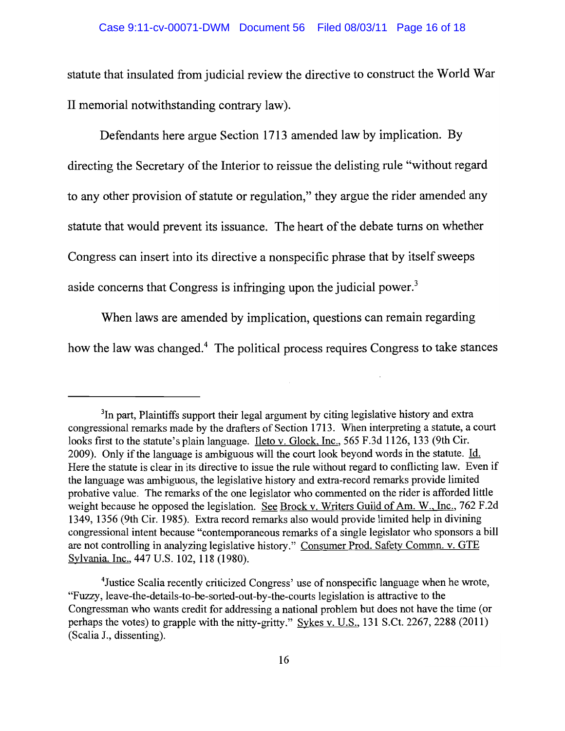statute that insulated from judicial review the directive to construct the World War II memorial notwithstanding contrary law).

Defendants here argue Section 1713 amended law by implication. By directing the Secretary of the Interior to reissue the delisting rule "without regard to any other provision of statute or regulation," they argue the rider amended any statute that would prevent its issuance. The heart of the debate turns on whether Congress can insert into its directive a nonspecific phrase that by itself sweeps aside concerns that Congress is infringing upon the judicial power.[3]

When laws are amended by implication, questions can remain regarding how the law was changed.[4] The political process requires Congress to take stances

---

[3]In part, Plaintiffs support their legal argument by citing legislative history and extra congressional remarks made by the drafters of Section 1713. When interpreting a statute, a court looks first to the statute's plain language. Ileto v. Glock, Inc., 565 F.3d 1126, 133 (9th Cir. 2009). Only if the language is ambiguous will the court look beyond words in the statute. Id. Here the statute is clear in its directive to issue the rule without regard to conflicting law. Even if the language was ambiguous, the legislative history and extra-record remarks provide limited probative value. The remarks of the one legislator who commented on the rider is afforded little weight because he opposed the legislation. See Brock v. Writers Guild of Am. W., Inc., 762 F.2d 1349, 1356 (9th Cir. 1985). Extra record remarks also would provide limited help in divining congressional intent because "contemporaneous remarks of a single legislator who sponsors a bill are not controlling in analyzing legislative history." Consumer Prod. Safety Commn. v. GTE Sylvania. Inc., 447 U.S. 102, 118 (1980).

[4]Justice Scalia recently criticized Congress' use of nonspecific language when he wrote, "Fuzzy, leave-the-details-to-be-sorted-out-by-the-courts legislation is attractive to the Congressman who wants credit for addressing a national problem but does not have the time (or perhaps the votes) to grapple with the nitty-gritty." Sykes v. U.S., 131 S.Ct. 2267, 2288 (2011) (Scalia J., dissenting).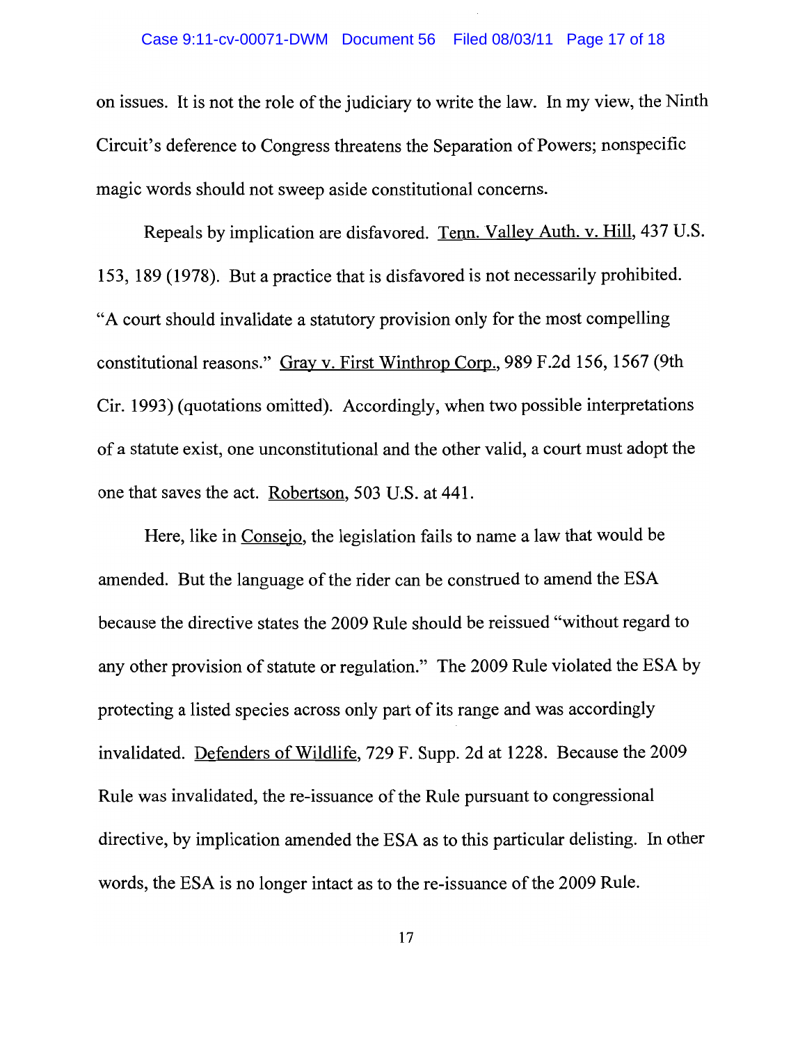on issues. It is not the role of the judiciary to write the law. In my view, the Ninth Circuit's deference to Congress threatens the Separation of Powers; nonspecific magic words should not sweep aside constitutional concerns.

Repeals by implication are disfavored. Tenn. Valley Auth. v. Hill, 437 U.S. 153, 189 (1978). But a practice that is disfavored is not necessarily prohibited. "A court should invalidate a statutory provision only for the most compelling constitutional reasons." Gray v. First Winthrop Corp., 989 F.2d 156, 1567 (9th Cir. 1993) (quotations omitted). Accordingly, when two possible interpretations of a statute exist, one unconstitutional and the other valid, a court must adopt the one that saves the act. Robertson, 503 U.S. at 441.

Here, like in Consejo, the legislation fails to name a law that would be amended. But the language of the rider can be construed to amend the ESA because the directive states the 2009 Rule should be reissued "without regard to any other provision of statute or regulation." The 2009 Rule violated the ESA by protecting a listed species across only part of its range and was accordingly invalidated. Defenders of Wildlife, 729 F. Supp. 2d at 1228. Because the 2009 Rule was invalidated, the re-issuance of the Rule pursuant to congressional directive, by implication amended the ESA as to this particular delisting. In other words, the ESA is no longer intact as to the re-issuance of the 2009 Rule.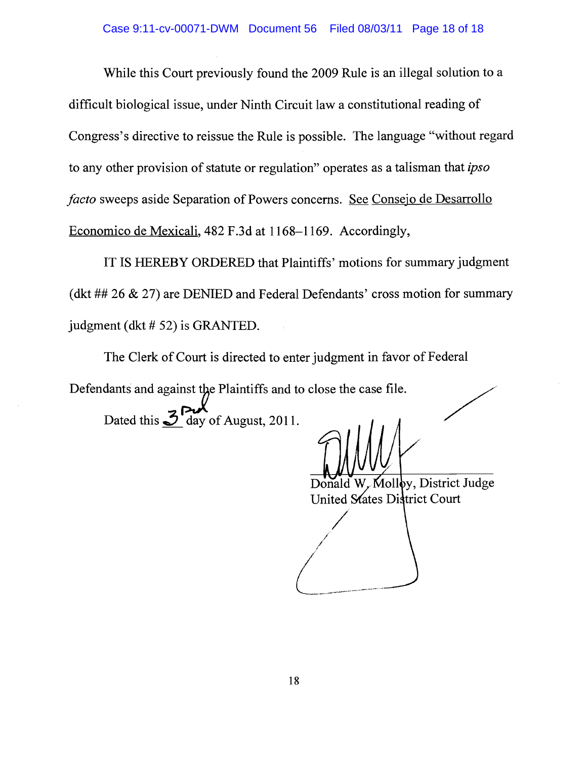While this Court previously found the 2009 Rule is an illegal solution to a difficult biological issue, under Ninth Circuit law a constitutional reading of Congress's directive to reissue the Rule is possible. The language "without regard to any other provision of statute or regulation" operates as a talisman that *ipso facto* sweeps aside Separation of Powers concerns. See Consejo de Desarrollo Economico de Mexicali, 482 F.3d at 1168–1169. Accordingly,

IT IS HEREBY ORDERED that Plaintiffs' motions for summary judgment (dkt ## 26 & 27) are DENIED and Federal Defendants' cross motion for summary judgment (dkt # 52) is GRANTED.

The Clerk of Court is directed to enter judgment in favor of Federal Defendants and against the Plaintiffs and to close the case file.

Dated this 3rd day of August, 2011.

Donald W. Molloy, District Judge
United States District Court